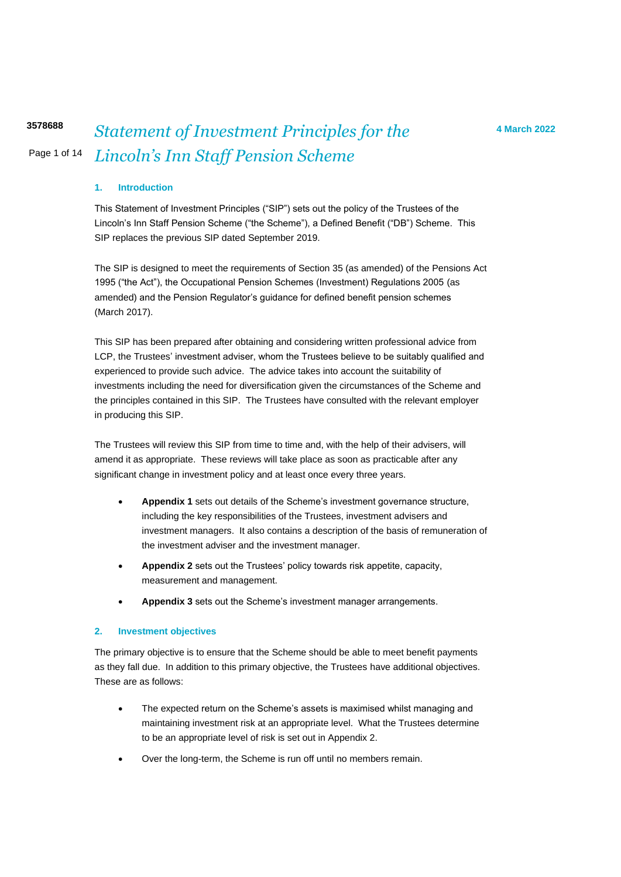# *Statement of Investment Principles for the Lincoln's Inn Staff Pension Scheme*

4 March 2022

## 1. Introduction

This Statement of Investment Principles ("SIP") sets out the policy of the Trustees of the Lincoln's Inn Staff Pension Scheme ("the Scheme"), a Defined Benefit ("DB") Scheme. This SIP replaces the previous SIP dated September 2019.

The SIP is designed to meet the requirements of Section 35 (as amended) of the Pensions Act 1995 ("the Act"), the Occupational Pension Schemes (Investment) Regulations 2005 (as amended) and the Pension Regulator's guidance for defined benefit pension schemes (March 2017).

This SIP has been prepared after obtaining and considering written professional advice from LCP, the Trustees' investment adviser, whom the Trustees believe to be suitably qualified and experienced to provide such advice. The advice takes into account the suitability of investments including the need for diversification given the circumstances of the Scheme and the principles contained in this SIP. The Trustees have consulted with the relevant employer in producing this SIP.

The Trustees will review this SIP from time to time and, with the help of their advisers, will amend it as appropriate. These reviews will take place as soon as practicable after any significant change in investment policy and at least once every three years.

- **Appendix 1** sets out details of the Scheme's investment governance structure, including the key responsibilities of the Trustees, investment advisers and investment managers. It also contains a description of the basis of remuneration of the investment adviser and the investment manager.
- **Appendix 2** sets out the Trustees' policy towards risk appetite, capacity, measurement and management.
- **Appendix 3** sets out the Scheme's investment manager arrangements.

## 2. Investment objectives

The primary objective is to ensure that the Scheme should be able to meet benefit payments as they fall due. In addition to this primary objective, the Trustees have additional objectives. These are as follows:

- The expected return on the Scheme's assets is maximised whilst managing and maintaining investment risk at an appropriate level. What the Trustees determine to be an appropriate level of risk is set out in Appendix 2.
- Over the long-term, the Scheme is run off until no members remain.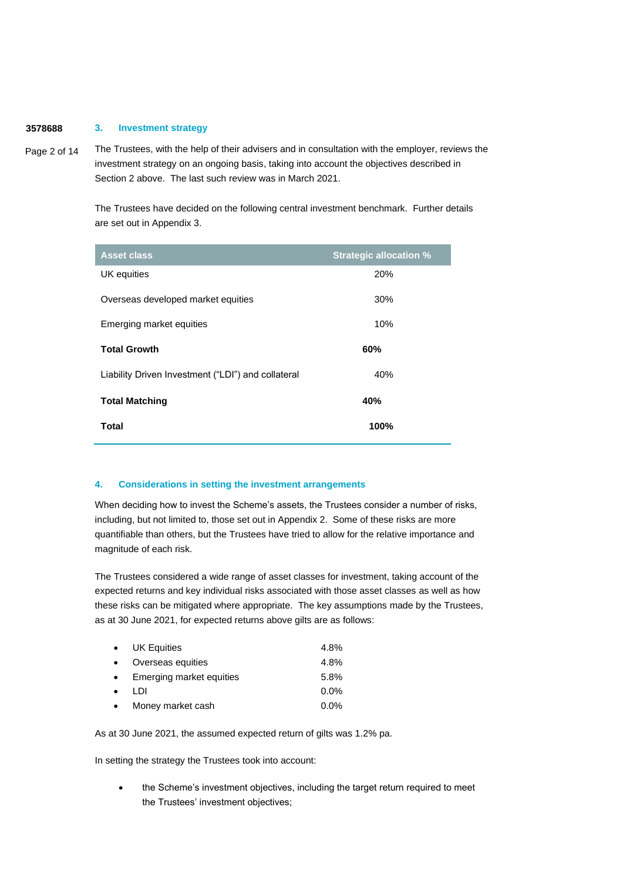## 3. Investment strategy

The Trustees, with the help of their advisers and in consultation with the employer, reviews the investment strategy on an ongoing basis, taking into account the objectives described in Section 2 above. The last such review was in March 2021.

The Trustees have decided on the following central investment benchmark. Further details are set out in Appendix 3.

| Asset class | Strategic allocation % |
|---|---|
| UK equities | 20% |
| Overseas developed market equities | 30% |
| Emerging market equities | 10% |
| **Total Growth** | **60%** |
| Liability Driven Investment ("LDI") and collateral | 40% |
| **Total Matching** | **40%** |
| **Total** | **100%** |

## 4. Considerations in setting the investment arrangements

When deciding how to invest the Scheme's assets, the Trustees consider a number of risks, including, but not limited to, those set out in Appendix 2. Some of these risks are more quantifiable than others, but the Trustees have tried to allow for the relative importance and magnitude of each risk.

The Trustees considered a wide range of asset classes for investment, taking account of the expected returns and key individual risks associated with those asset classes as well as how these risks can be mitigated where appropriate. The key assumptions made by the Trustees, as at 30 June 2021, for expected returns above gilts are as follows:

- UK Equities 4.8%
- Overseas equities 4.8%
- Emerging market equities 5.8%
- LDI 0.0%
- Money market cash 0.0%

As at 30 June 2021, the assumed expected return of gilts was 1.2% pa.

In setting the strategy the Trustees took into account:

- the Scheme's investment objectives, including the target return required to meet the Trustees' investment objectives;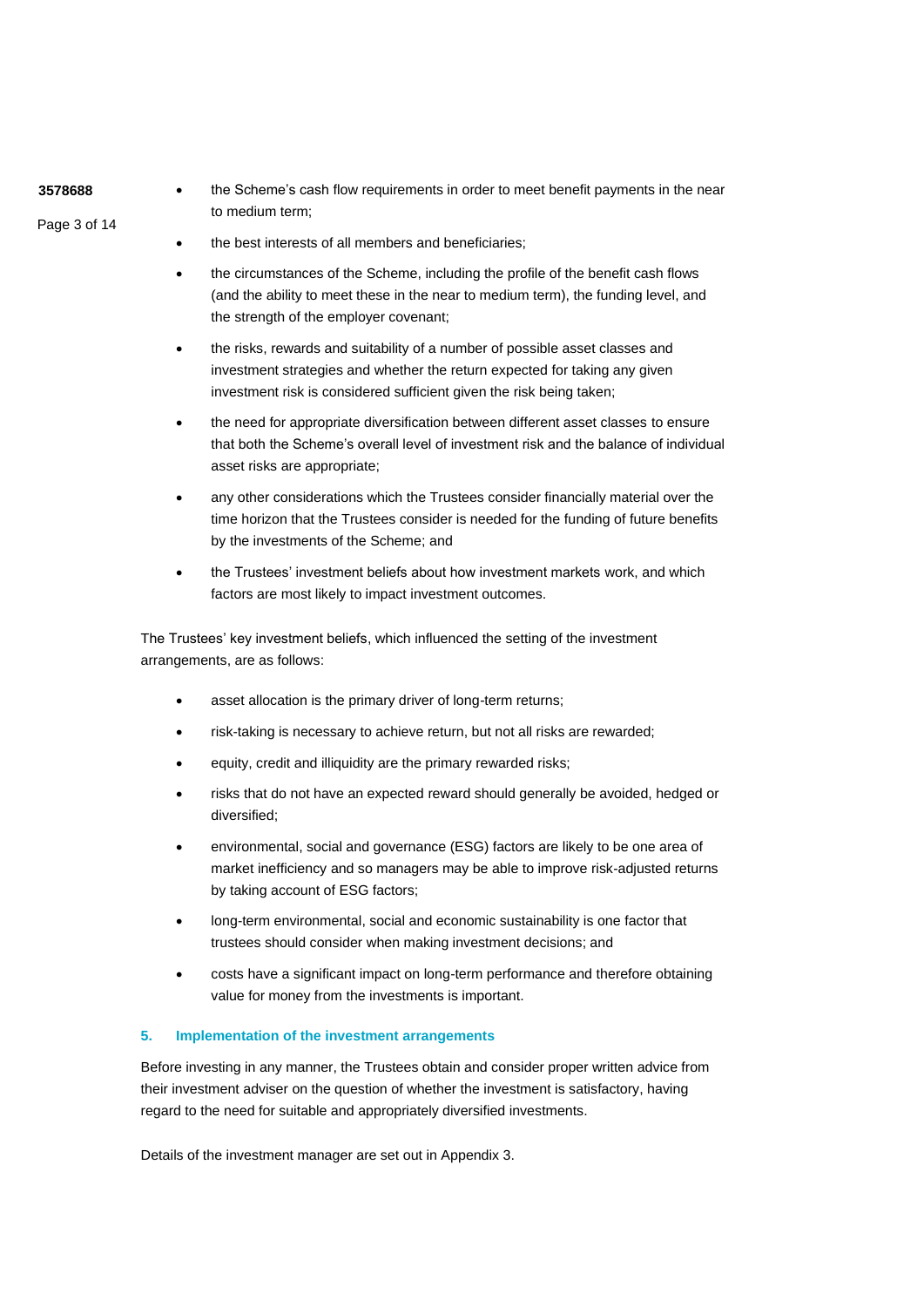- the Scheme's cash flow requirements in order to meet benefit payments in the near to medium term;
- the best interests of all members and beneficiaries;
- the circumstances of the Scheme, including the profile of the benefit cash flows (and the ability to meet these in the near to medium term), the funding level, and the strength of the employer covenant;
- the risks, rewards and suitability of a number of possible asset classes and investment strategies and whether the return expected for taking any given investment risk is considered sufficient given the risk being taken;
- the need for appropriate diversification between different asset classes to ensure that both the Scheme's overall level of investment risk and the balance of individual asset risks are appropriate;
- any other considerations which the Trustees consider financially material over the time horizon that the Trustees consider is needed for the funding of future benefits by the investments of the Scheme; and
- the Trustees' investment beliefs about how investment markets work, and which factors are most likely to impact investment outcomes.

The Trustees' key investment beliefs, which influenced the setting of the investment arrangements, are as follows:

- asset allocation is the primary driver of long-term returns;
- risk-taking is necessary to achieve return, but not all risks are rewarded;
- equity, credit and illiquidity are the primary rewarded risks;
- risks that do not have an expected reward should generally be avoided, hedged or diversified;
- environmental, social and governance (ESG) factors are likely to be one area of market inefficiency and so managers may be able to improve risk-adjusted returns by taking account of ESG factors;
- long-term environmental, social and economic sustainability is one factor that trustees should consider when making investment decisions; and
- costs have a significant impact on long-term performance and therefore obtaining value for money from the investments is important.

## 5. Implementation of the investment arrangements

Before investing in any manner, the Trustees obtain and consider proper written advice from their investment adviser on the question of whether the investment is satisfactory, having regard to the need for suitable and appropriately diversified investments.

Details of the investment manager are set out in Appendix 3.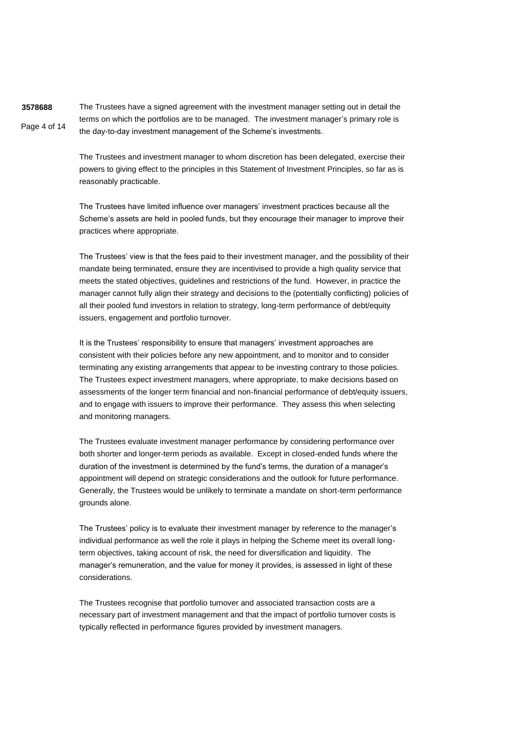The Trustees have a signed agreement with the investment manager setting out in detail the terms on which the portfolios are to be managed. The investment manager's primary role is the day-to-day investment management of the Scheme's investments.

The Trustees and investment manager to whom discretion has been delegated, exercise their powers to giving effect to the principles in this Statement of Investment Principles, so far as is reasonably practicable.

The Trustees have limited influence over managers' investment practices because all the Scheme's assets are held in pooled funds, but they encourage their manager to improve their practices where appropriate.

The Trustees' view is that the fees paid to their investment manager, and the possibility of their mandate being terminated, ensure they are incentivised to provide a high quality service that meets the stated objectives, guidelines and restrictions of the fund. However, in practice the manager cannot fully align their strategy and decisions to the (potentially conflicting) policies of all their pooled fund investors in relation to strategy, long-term performance of debt/equity issuers, engagement and portfolio turnover.

It is the Trustees' responsibility to ensure that managers' investment approaches are consistent with their policies before any new appointment, and to monitor and to consider terminating any existing arrangements that appear to be investing contrary to those policies. The Trustees expect investment managers, where appropriate, to make decisions based on assessments of the longer term financial and non-financial performance of debt/equity issuers, and to engage with issuers to improve their performance. They assess this when selecting and monitoring managers.

The Trustees evaluate investment manager performance by considering performance over both shorter and longer-term periods as available. Except in closed-ended funds where the duration of the investment is determined by the fund's terms, the duration of a manager's appointment will depend on strategic considerations and the outlook for future performance. Generally, the Trustees would be unlikely to terminate a mandate on short-term performance grounds alone.

The Trustees' policy is to evaluate their investment manager by reference to the manager's individual performance as well the role it plays in helping the Scheme meet its overall long-term objectives, taking account of risk, the need for diversification and liquidity. The manager's remuneration, and the value for money it provides, is assessed in light of these considerations.

The Trustees recognise that portfolio turnover and associated transaction costs are a necessary part of investment management and that the impact of portfolio turnover costs is typically reflected in performance figures provided by investment managers.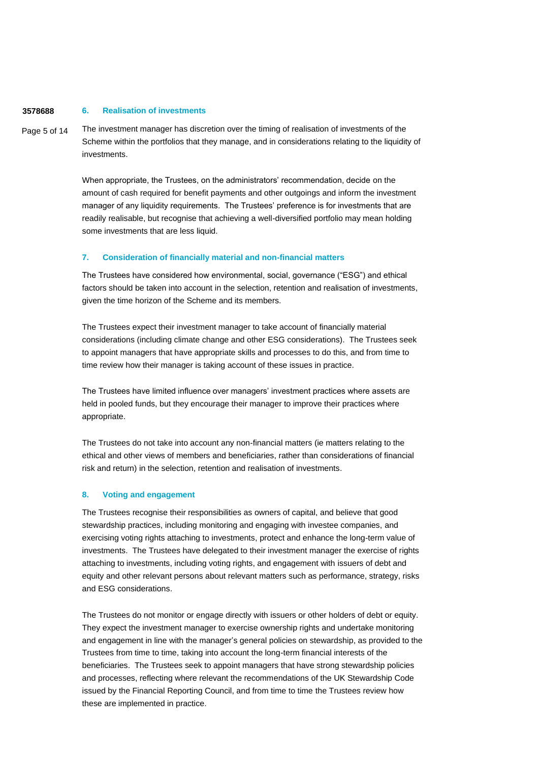## 6. Realisation of investments

The investment manager has discretion over the timing of realisation of investments of the Scheme within the portfolios that they manage, and in considerations relating to the liquidity of investments.

When appropriate, the Trustees, on the administrators' recommendation, decide on the amount of cash required for benefit payments and other outgoings and inform the investment manager of any liquidity requirements. The Trustees' preference is for investments that are readily realisable, but recognise that achieving a well-diversified portfolio may mean holding some investments that are less liquid.

## 7. Consideration of financially material and non-financial matters

The Trustees have considered how environmental, social, governance ("ESG") and ethical factors should be taken into account in the selection, retention and realisation of investments, given the time horizon of the Scheme and its members.

The Trustees expect their investment manager to take account of financially material considerations (including climate change and other ESG considerations). The Trustees seek to appoint managers that have appropriate skills and processes to do this, and from time to time review how their manager is taking account of these issues in practice.

The Trustees have limited influence over managers' investment practices where assets are held in pooled funds, but they encourage their manager to improve their practices where appropriate.

The Trustees do not take into account any non-financial matters (ie matters relating to the ethical and other views of members and beneficiaries, rather than considerations of financial risk and return) in the selection, retention and realisation of investments.

## 8. Voting and engagement

The Trustees recognise their responsibilities as owners of capital, and believe that good stewardship practices, including monitoring and engaging with investee companies, and exercising voting rights attaching to investments, protect and enhance the long-term value of investments. The Trustees have delegated to their investment manager the exercise of rights attaching to investments, including voting rights, and engagement with issuers of debt and equity and other relevant persons about relevant matters such as performance, strategy, risks and ESG considerations.

The Trustees do not monitor or engage directly with issuers or other holders of debt or equity. They expect the investment manager to exercise ownership rights and undertake monitoring and engagement in line with the manager's general policies on stewardship, as provided to the Trustees from time to time, taking into account the long-term financial interests of the beneficiaries. The Trustees seek to appoint managers that have strong stewardship policies and processes, reflecting where relevant the recommendations of the UK Stewardship Code issued by the Financial Reporting Council, and from time to time the Trustees review how these are implemented in practice.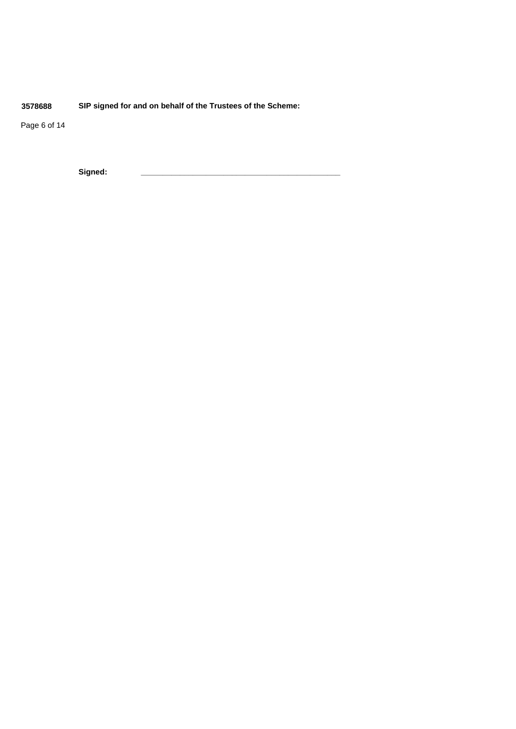**3578688** **SIP signed for and on behalf of the Trustees of the Scheme:**

**Signed:** ____________________________________________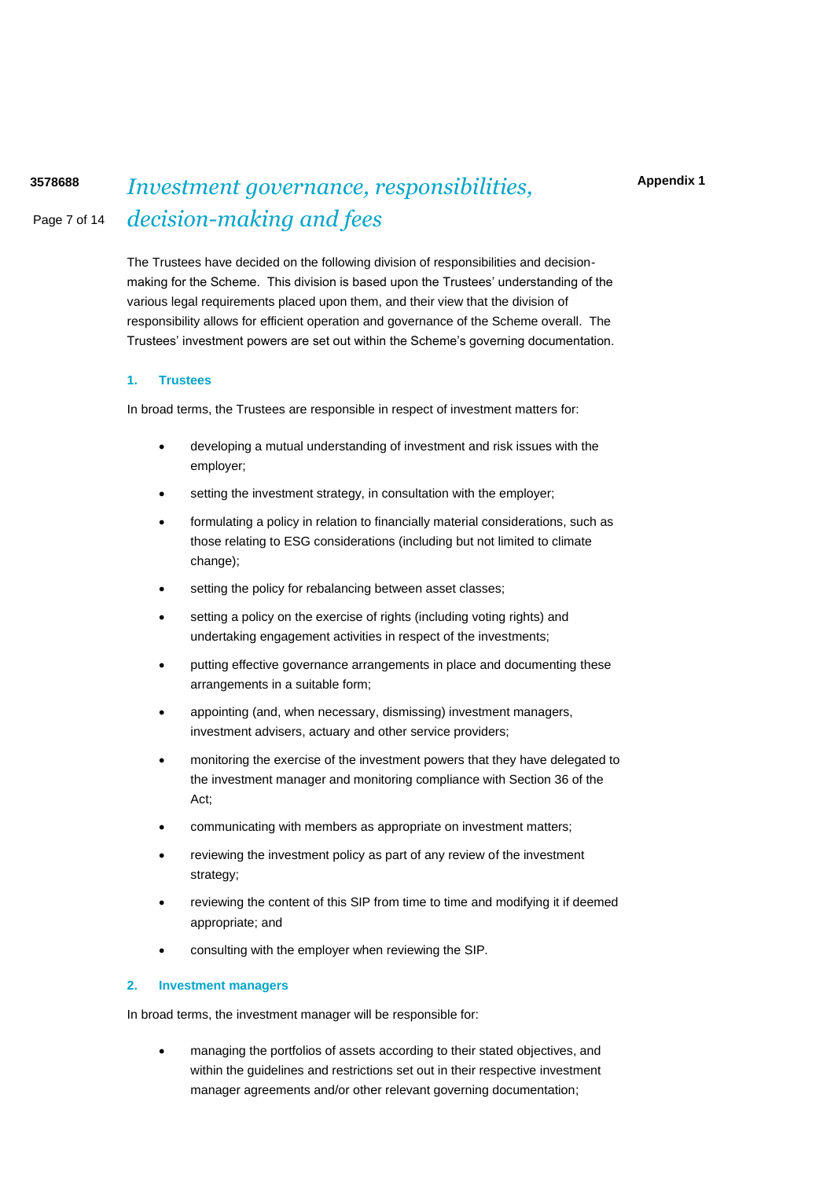Appendix 1

# *Investment governance, responsibilities, decision-making and fees*

The Trustees have decided on the following division of responsibilities and decision-making for the Scheme. This division is based upon the Trustees' understanding of the various legal requirements placed upon them, and their view that the division of responsibility allows for efficient operation and governance of the Scheme overall. The Trustees' investment powers are set out within the Scheme's governing documentation.

## 1. Trustees

In broad terms, the Trustees are responsible in respect of investment matters for:

- developing a mutual understanding of investment and risk issues with the employer;
- setting the investment strategy, in consultation with the employer;
- formulating a policy in relation to financially material considerations, such as those relating to ESG considerations (including but not limited to climate change);
- setting the policy for rebalancing between asset classes;
- setting a policy on the exercise of rights (including voting rights) and undertaking engagement activities in respect of the investments;
- putting effective governance arrangements in place and documenting these arrangements in a suitable form;
- appointing (and, when necessary, dismissing) investment managers, investment advisers, actuary and other service providers;
- monitoring the exercise of the investment powers that they have delegated to the investment manager and monitoring compliance with Section 36 of the Act;
- communicating with members as appropriate on investment matters;
- reviewing the investment policy as part of any review of the investment strategy;
- reviewing the content of this SIP from time to time and modifying it if deemed appropriate; and
- consulting with the employer when reviewing the SIP.

## 2. Investment managers

In broad terms, the investment manager will be responsible for:

- managing the portfolios of assets according to their stated objectives, and within the guidelines and restrictions set out in their respective investment manager agreements and/or other relevant governing documentation;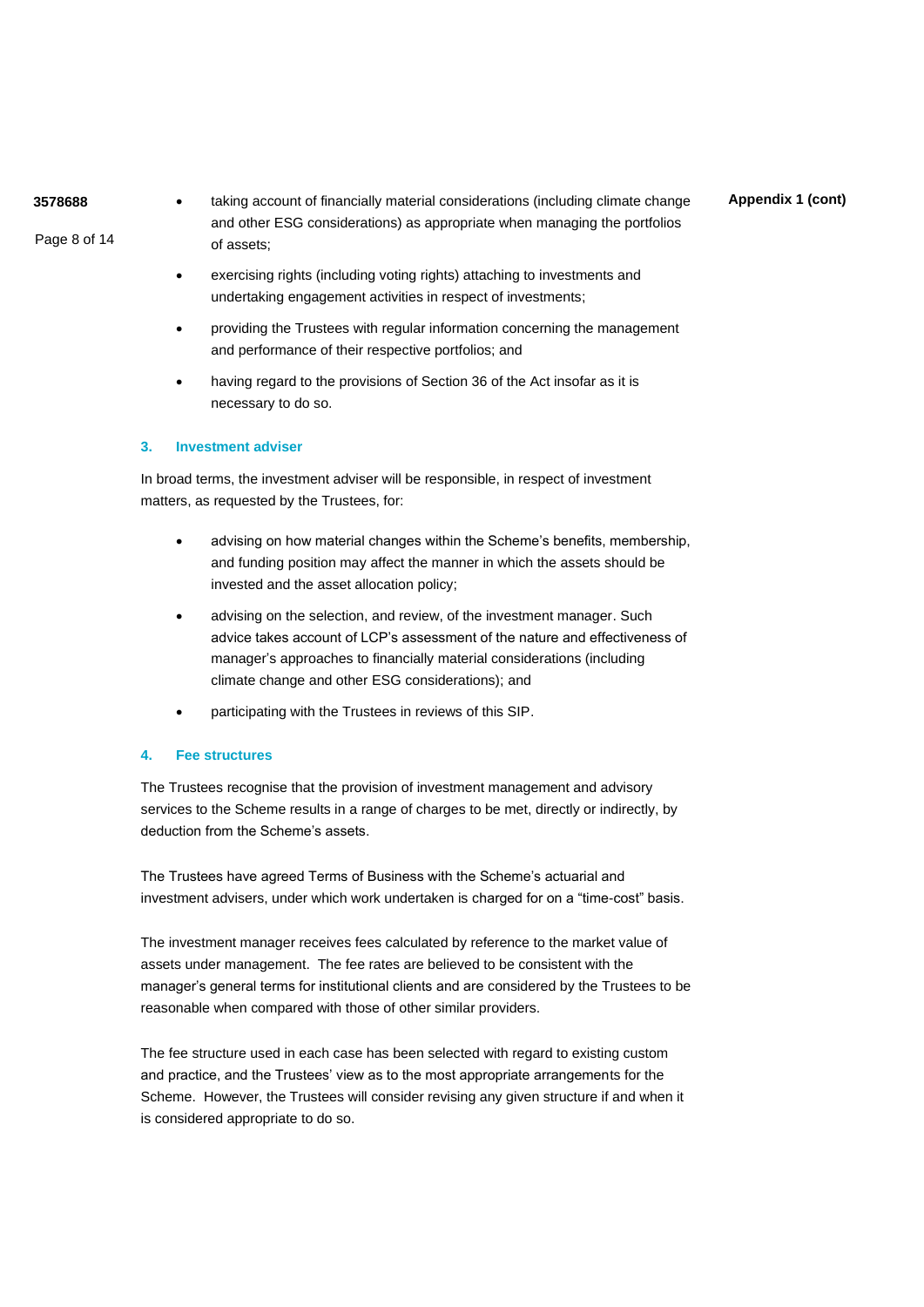- taking account of financially material considerations (including climate change and other ESG considerations) as appropriate when managing the portfolios of assets;
- exercising rights (including voting rights) attaching to investments and undertaking engagement activities in respect of investments;
- providing the Trustees with regular information concerning the management and performance of their respective portfolios; and
- having regard to the provisions of Section 36 of the Act insofar as it is necessary to do so.

### 3. Investment adviser

In broad terms, the investment adviser will be responsible, in respect of investment matters, as requested by the Trustees, for:

- advising on how material changes within the Scheme's benefits, membership, and funding position may affect the manner in which the assets should be invested and the asset allocation policy;
- advising on the selection, and review, of the investment manager. Such advice takes account of LCP's assessment of the nature and effectiveness of manager's approaches to financially material considerations (including climate change and other ESG considerations); and
- participating with the Trustees in reviews of this SIP.

### 4. Fee structures

The Trustees recognise that the provision of investment management and advisory services to the Scheme results in a range of charges to be met, directly or indirectly, by deduction from the Scheme's assets.

The Trustees have agreed Terms of Business with the Scheme's actuarial and investment advisers, under which work undertaken is charged for on a "time-cost" basis.

The investment manager receives fees calculated by reference to the market value of assets under management. The fee rates are believed to be consistent with the manager's general terms for institutional clients and are considered by the Trustees to be reasonable when compared with those of other similar providers.

The fee structure used in each case has been selected with regard to existing custom and practice, and the Trustees' view as to the most appropriate arrangements for the Scheme. However, the Trustees will consider revising any given structure if and when it is considered appropriate to do so.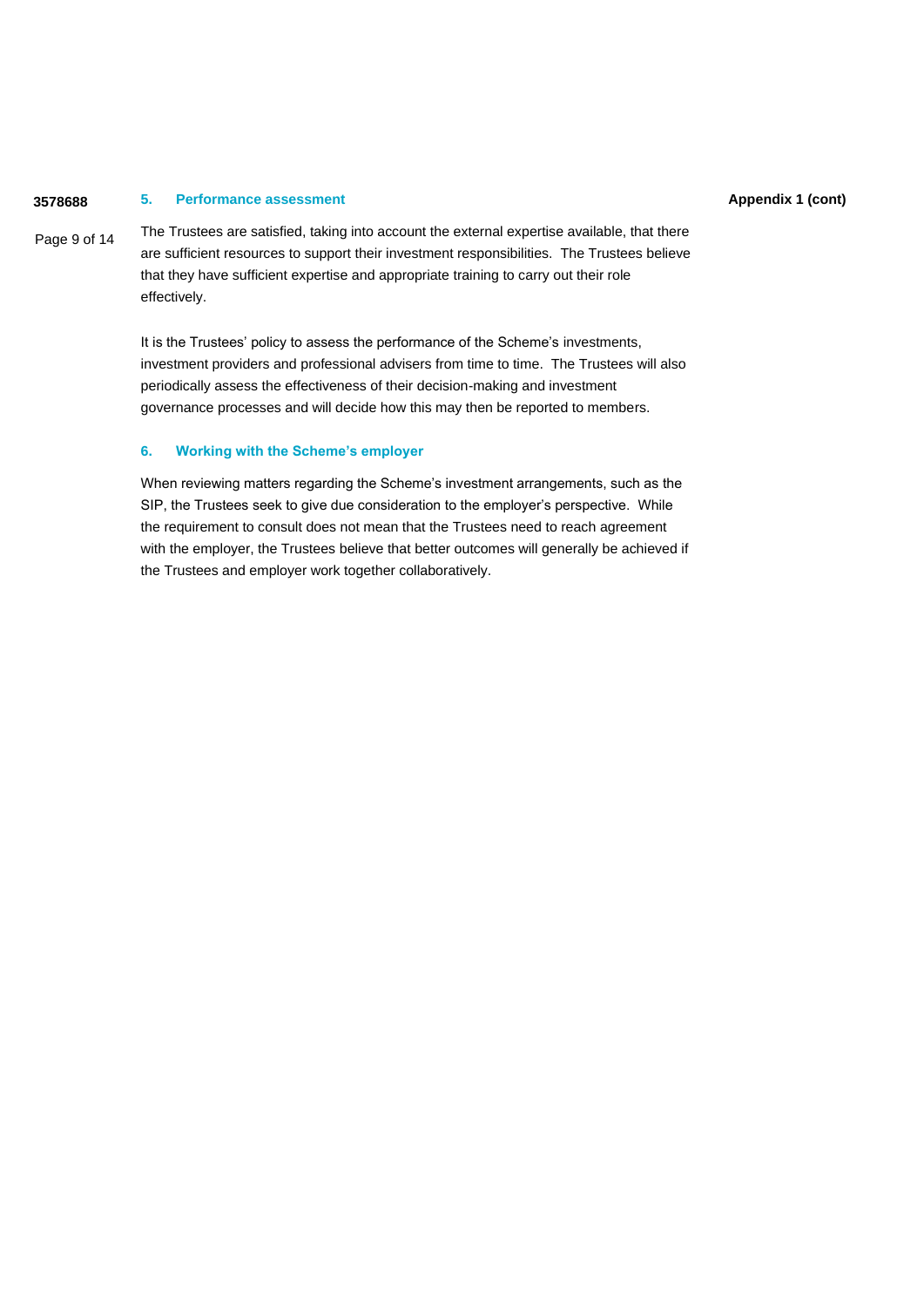## 5. Performance assessment

The Trustees are satisfied, taking into account the external expertise available, that there are sufficient resources to support their investment responsibilities. The Trustees believe that they have sufficient expertise and appropriate training to carry out their role effectively.

It is the Trustees' policy to assess the performance of the Scheme's investments, investment providers and professional advisers from time to time. The Trustees will also periodically assess the effectiveness of their decision-making and investment governance processes and will decide how this may then be reported to members.

## 6. Working with the Scheme's employer

When reviewing matters regarding the Scheme's investment arrangements, such as the SIP, the Trustees seek to give due consideration to the employer's perspective. While the requirement to consult does not mean that the Trustees need to reach agreement with the employer, the Trustees believe that better outcomes will generally be achieved if the Trustees and employer work together collaboratively.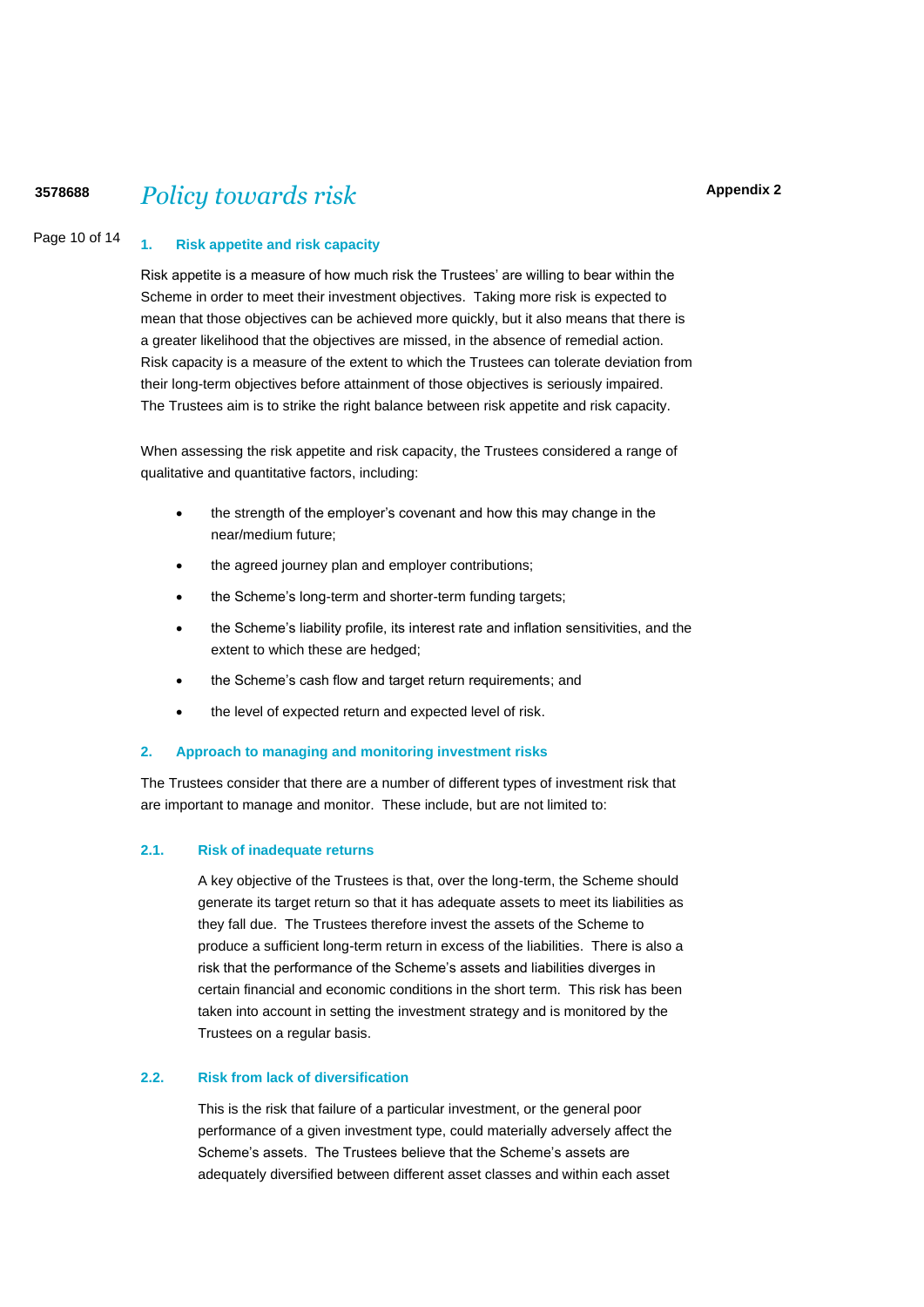# Policy towards risk

**Appendix 2**

## 1. Risk appetite and risk capacity

Risk appetite is a measure of how much risk the Trustees' are willing to bear within the Scheme in order to meet their investment objectives. Taking more risk is expected to mean that those objectives can be achieved more quickly, but it also means that there is a greater likelihood that the objectives are missed, in the absence of remedial action. Risk capacity is a measure of the extent to which the Trustees can tolerate deviation from their long-term objectives before attainment of those objectives is seriously impaired. The Trustees aim is to strike the right balance between risk appetite and risk capacity.

When assessing the risk appetite and risk capacity, the Trustees considered a range of qualitative and quantitative factors, including:

- the strength of the employer's covenant and how this may change in the near/medium future;
- the agreed journey plan and employer contributions;
- the Scheme's long-term and shorter-term funding targets;
- the Scheme's liability profile, its interest rate and inflation sensitivities, and the extent to which these are hedged;
- the Scheme's cash flow and target return requirements; and
- the level of expected return and expected level of risk.

## 2. Approach to managing and monitoring investment risks

The Trustees consider that there are a number of different types of investment risk that are important to manage and monitor. These include, but are not limited to:

### 2.1. Risk of inadequate returns

A key objective of the Trustees is that, over the long-term, the Scheme should generate its target return so that it has adequate assets to meet its liabilities as they fall due. The Trustees therefore invest the assets of the Scheme to produce a sufficient long-term return in excess of the liabilities. There is also a risk that the performance of the Scheme's assets and liabilities diverges in certain financial and economic conditions in the short term. This risk has been taken into account in setting the investment strategy and is monitored by the Trustees on a regular basis.

### 2.2. Risk from lack of diversification

This is the risk that failure of a particular investment, or the general poor performance of a given investment type, could materially adversely affect the Scheme's assets. The Trustees believe that the Scheme's assets are adequately diversified between different asset classes and within each asset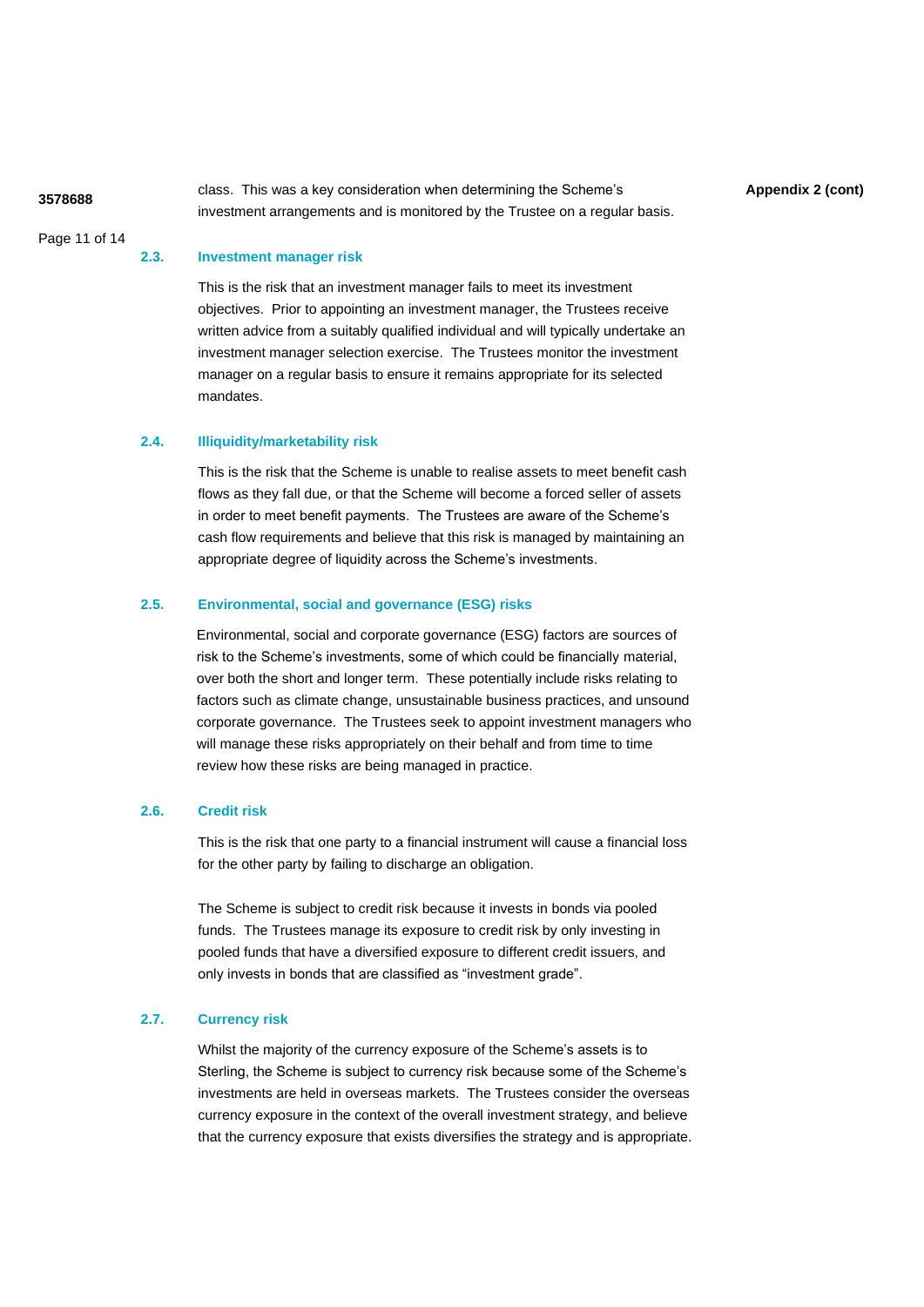class. This was a key consideration when determining the Scheme's investment arrangements and is monitored by the Trustee on a regular basis.

### 2.3. Investment manager risk

This is the risk that an investment manager fails to meet its investment objectives. Prior to appointing an investment manager, the Trustees receive written advice from a suitably qualified individual and will typically undertake an investment manager selection exercise. The Trustees monitor the investment manager on a regular basis to ensure it remains appropriate for its selected mandates.

### 2.4. Illiquidity/marketability risk

This is the risk that the Scheme is unable to realise assets to meet benefit cash flows as they fall due, or that the Scheme will become a forced seller of assets in order to meet benefit payments. The Trustees are aware of the Scheme's cash flow requirements and believe that this risk is managed by maintaining an appropriate degree of liquidity across the Scheme's investments.

### 2.5. Environmental, social and governance (ESG) risks

Environmental, social and corporate governance (ESG) factors are sources of risk to the Scheme's investments, some of which could be financially material, over both the short and longer term. These potentially include risks relating to factors such as climate change, unsustainable business practices, and unsound corporate governance. The Trustees seek to appoint investment managers who will manage these risks appropriately on their behalf and from time to time review how these risks are being managed in practice.

### 2.6. Credit risk

This is the risk that one party to a financial instrument will cause a financial loss for the other party by failing to discharge an obligation.

The Scheme is subject to credit risk because it invests in bonds via pooled funds. The Trustees manage its exposure to credit risk by only investing in pooled funds that have a diversified exposure to different credit issuers, and only invests in bonds that are classified as "investment grade".

### 2.7. Currency risk

Whilst the majority of the currency exposure of the Scheme's assets is to Sterling, the Scheme is subject to currency risk because some of the Scheme's investments are held in overseas markets. The Trustees consider the overseas currency exposure in the context of the overall investment strategy, and believe that the currency exposure that exists diversifies the strategy and is appropriate.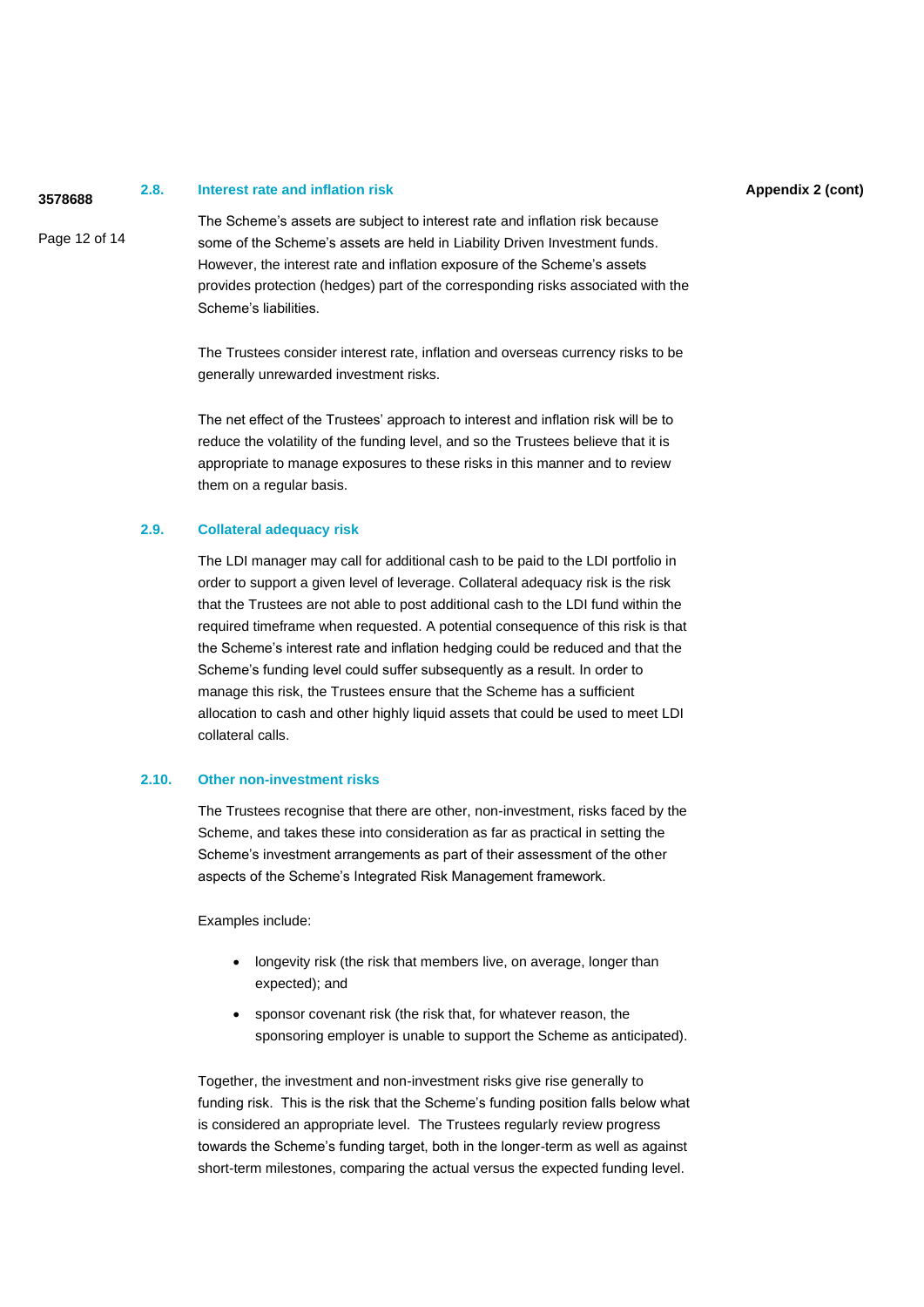### 2.8. Interest rate and inflation risk

The Scheme's assets are subject to interest rate and inflation risk because some of the Scheme's assets are held in Liability Driven Investment funds. However, the interest rate and inflation exposure of the Scheme's assets provides protection (hedges) part of the corresponding risks associated with the Scheme's liabilities.

The Trustees consider interest rate, inflation and overseas currency risks to be generally unrewarded investment risks.

The net effect of the Trustees' approach to interest and inflation risk will be to reduce the volatility of the funding level, and so the Trustees believe that it is appropriate to manage exposures to these risks in this manner and to review them on a regular basis.

### 2.9. Collateral adequacy risk

The LDI manager may call for additional cash to be paid to the LDI portfolio in order to support a given level of leverage. Collateral adequacy risk is the risk that the Trustees are not able to post additional cash to the LDI fund within the required timeframe when requested. A potential consequence of this risk is that the Scheme's interest rate and inflation hedging could be reduced and that the Scheme's funding level could suffer subsequently as a result. In order to manage this risk, the Trustees ensure that the Scheme has a sufficient allocation to cash and other highly liquid assets that could be used to meet LDI collateral calls.

### 2.10. Other non-investment risks

The Trustees recognise that there are other, non-investment, risks faced by the Scheme, and takes these into consideration as far as practical in setting the Scheme's investment arrangements as part of their assessment of the other aspects of the Scheme's Integrated Risk Management framework.

Examples include:

- longevity risk (the risk that members live, on average, longer than expected); and
- sponsor covenant risk (the risk that, for whatever reason, the sponsoring employer is unable to support the Scheme as anticipated).

Together, the investment and non-investment risks give rise generally to funding risk. This is the risk that the Scheme's funding position falls below what is considered an appropriate level. The Trustees regularly review progress towards the Scheme's funding target, both in the longer-term as well as against short-term milestones, comparing the actual versus the expected funding level.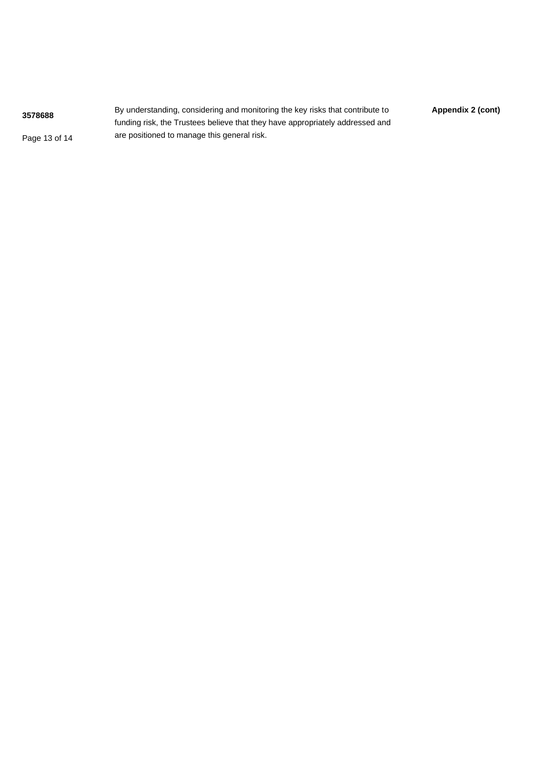By understanding, considering and monitoring the key risks that contribute to funding risk, the Trustees believe that they have appropriately addressed and are positioned to manage this general risk.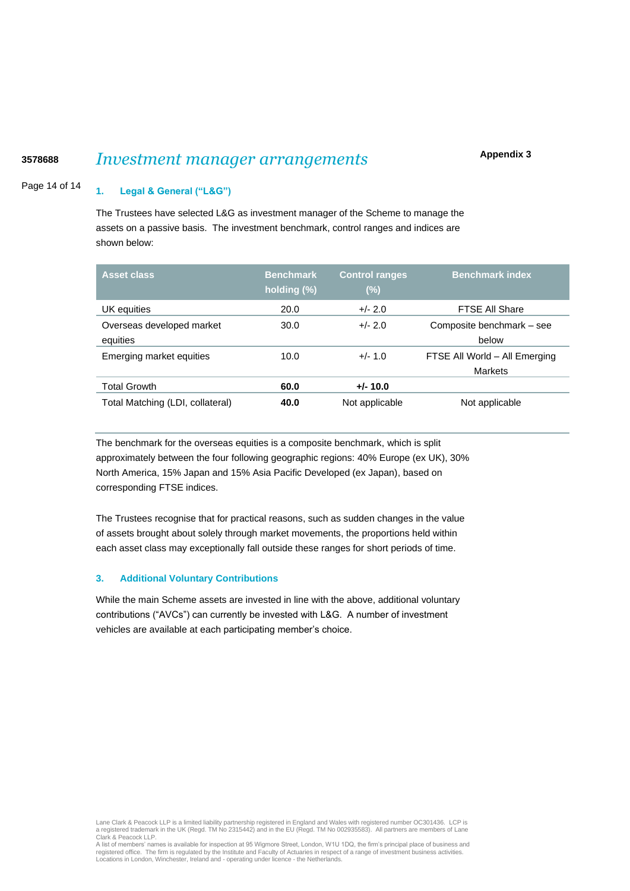# *Investment manager arrangements*

**Appendix 3**

### 1. Legal & General ("L&G")

The Trustees have selected L&G as investment manager of the Scheme to manage the assets on a passive basis. The investment benchmark, control ranges and indices are shown below:

| Asset class | Benchmark holding (%) | Control ranges (%) | Benchmark index |
|---|---|---|---|
| UK equities | 20.0 | +/- 2.0 | FTSE All Share |
| Overseas developed market equities | 30.0 | +/- 2.0 | Composite benchmark – see below |
| Emerging market equities | 10.0 | +/- 1.0 | FTSE All World – All Emerging Markets |
| Total Growth | **60.0** | **+/- 10.0** | |
| Total Matching (LDI, collateral) | **40.0** | Not applicable | Not applicable |

The benchmark for the overseas equities is a composite benchmark, which is split approximately between the four following geographic regions: 40% Europe (ex UK), 30% North America, 15% Japan and 15% Asia Pacific Developed (ex Japan), based on corresponding FTSE indices.

The Trustees recognise that for practical reasons, such as sudden changes in the value of assets brought about solely through market movements, the proportions held within each asset class may exceptionally fall outside these ranges for short periods of time.

### 3. Additional Voluntary Contributions

While the main Scheme assets are invested in line with the above, additional voluntary contributions ("AVCs") can currently be invested with L&G. A number of investment vehicles are available at each participating member's choice.